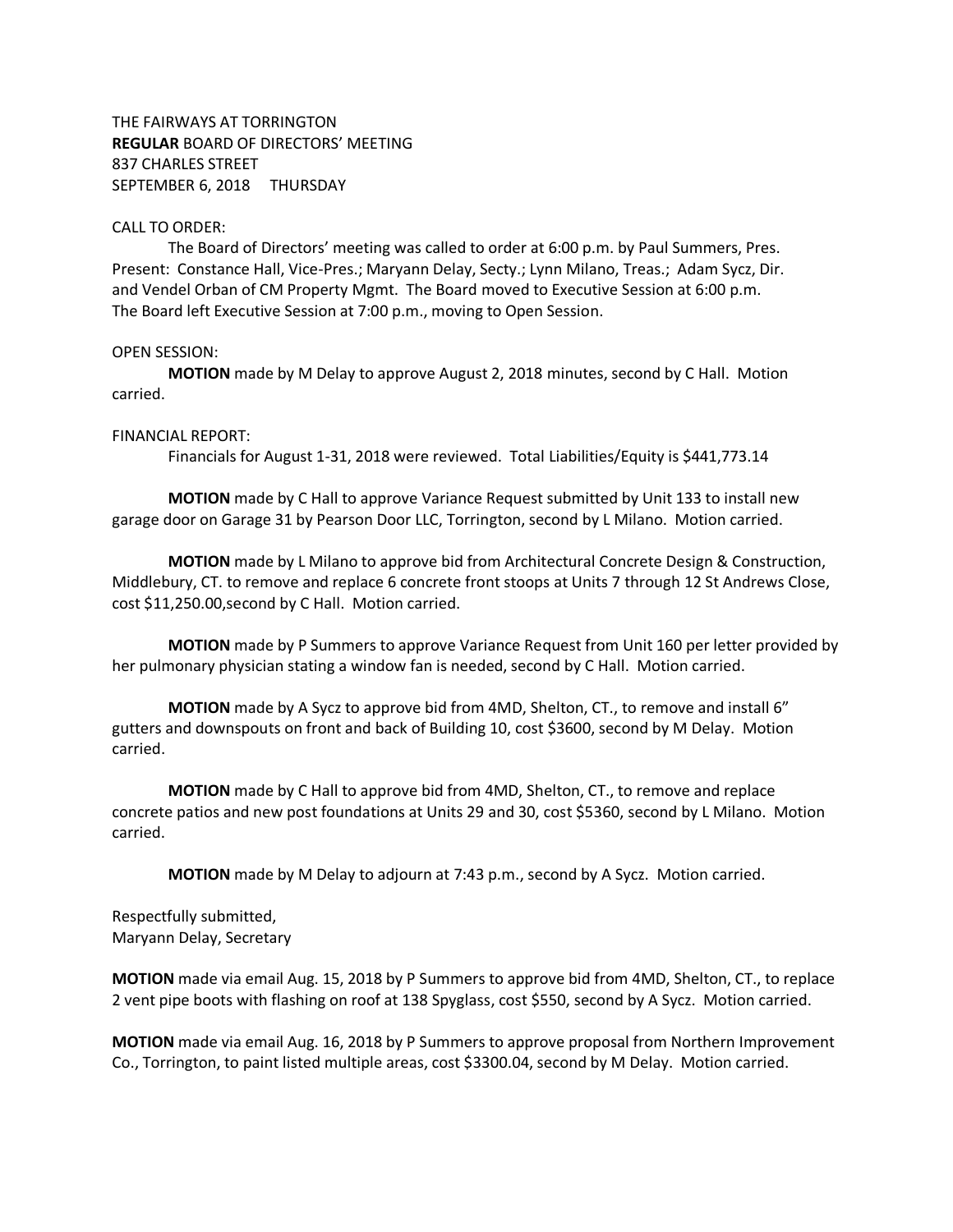THE FAIRWAYS AT TORRINGTON
**REGULAR** BOARD OF DIRECTORS' MEETING
837 CHARLES STREET
SEPTEMBER 6, 2018 THURSDAY

CALL TO ORDER:

The Board of Directors' meeting was called to order at 6:00 p.m. by Paul Summers, Pres. Present: Constance Hall, Vice-Pres.; Maryann Delay, Secty.; Lynn Milano, Treas.; Adam Sycz, Dir. and Vendel Orban of CM Property Mgmt. The Board moved to Executive Session at 6:00 p.m. The Board left Executive Session at 7:00 p.m., moving to Open Session.

OPEN SESSION:

**MOTION** made by M Delay to approve August 2, 2018 minutes, second by C Hall. Motion carried.

FINANCIAL REPORT:

Financials for August 1-31, 2018 were reviewed. Total Liabilities/Equity is $441,773.14

**MOTION** made by C Hall to approve Variance Request submitted by Unit 133 to install new garage door on Garage 31 by Pearson Door LLC, Torrington, second by L Milano. Motion carried.

**MOTION** made by L Milano to approve bid from Architectural Concrete Design & Construction, Middlebury, CT. to remove and replace 6 concrete front stoops at Units 7 through 12 St Andrews Close, cost $11,250.00,second by C Hall. Motion carried.

**MOTION** made by P Summers to approve Variance Request from Unit 160 per letter provided by her pulmonary physician stating a window fan is needed, second by C Hall. Motion carried.

**MOTION** made by A Sycz to approve bid from 4MD, Shelton, CT., to remove and install 6" gutters and downspouts on front and back of Building 10, cost $3600, second by M Delay. Motion carried.

**MOTION** made by C Hall to approve bid from 4MD, Shelton, CT., to remove and replace concrete patios and new post foundations at Units 29 and 30, cost $5360, second by L Milano. Motion carried.

**MOTION** made by M Delay to adjourn at 7:43 p.m., second by A Sycz. Motion carried.

Respectfully submitted,
Maryann Delay, Secretary

**MOTION** made via email Aug. 15, 2018 by P Summers to approve bid from 4MD, Shelton, CT., to replace 2 vent pipe boots with flashing on roof at 138 Spyglass, cost $550, second by A Sycz. Motion carried.

**MOTION** made via email Aug. 16, 2018 by P Summers to approve proposal from Northern Improvement Co., Torrington, to paint listed multiple areas, cost $3300.04, second by M Delay. Motion carried.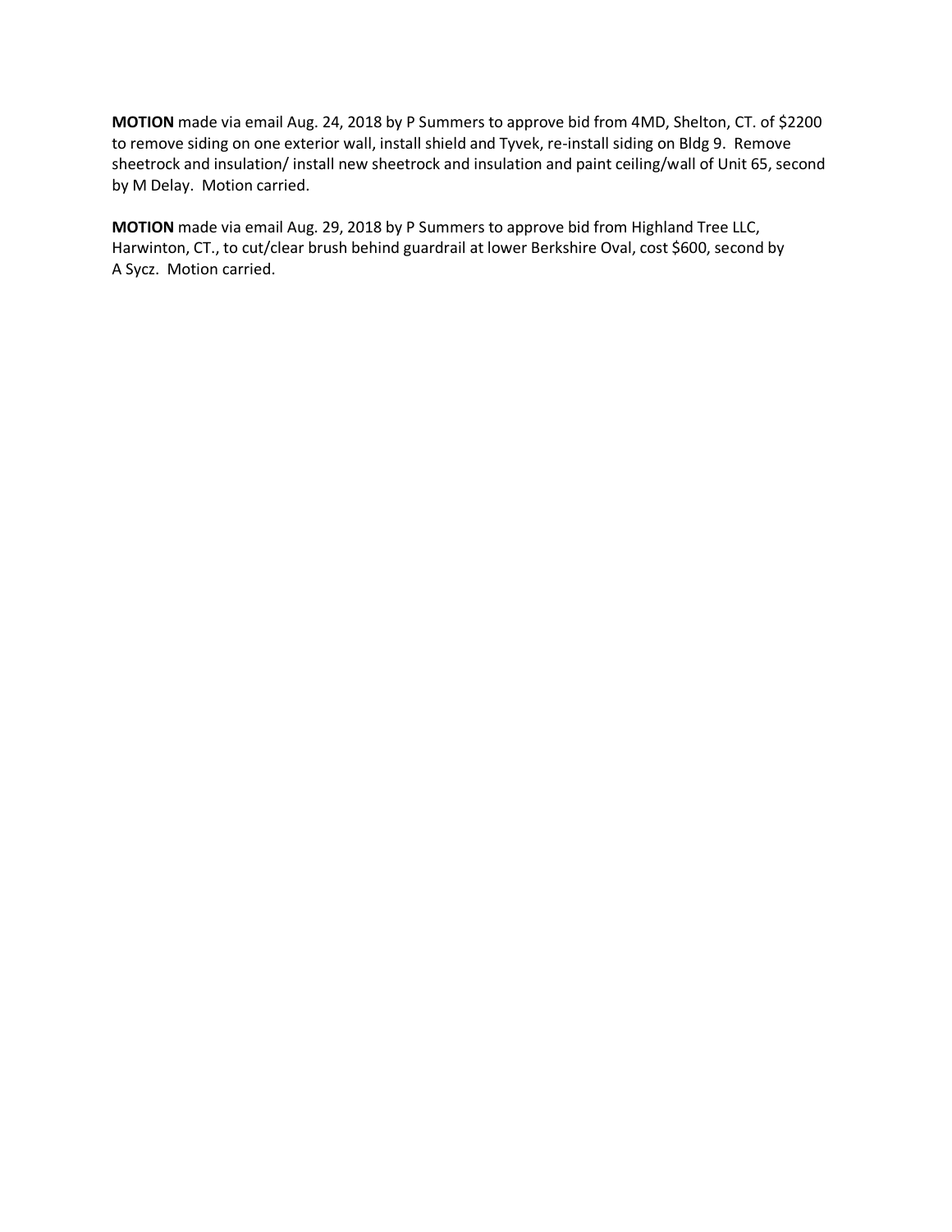**MOTION** made via email Aug. 24, 2018 by P Summers to approve bid from 4MD, Shelton, CT. of $2200 to remove siding on one exterior wall, install shield and Tyvek, re-install siding on Bldg 9. Remove sheetrock and insulation/ install new sheetrock and insulation and paint ceiling/wall of Unit 65, second by M Delay. Motion carried.

**MOTION** made via email Aug. 29, 2018 by P Summers to approve bid from Highland Tree LLC, Harwinton, CT., to cut/clear brush behind guardrail at lower Berkshire Oval, cost $600, second by A Sycz. Motion carried.